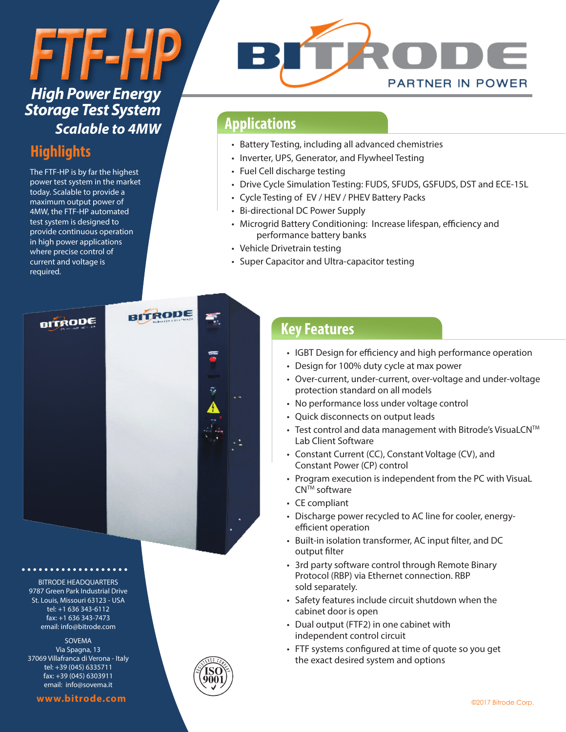# FTF-HP

## High Power Energy Storage Test System

### Scalable to 4MW

## Highlights

The FTF-HP is by far the highest power test system in the market today. Scalable to provide a maximum output power of 4MW, the FTF-HP automated test system is designed to provide continuous operation in high power applications where precise control of current and voltage is required.

BITRODE

PARTNER IN POWER

## Applications

- Battery Testing, including all advanced chemistries
- Inverter, UPS, Generator, and Flywheel Testing
- Fuel Cell discharge testing
- Drive Cycle Simulation Testing: FUDS, SFUDS, GSFUDS, DST and ECE-15L
- Cycle Testing of EV / HEV / PHEV Battery Packs
- Bi-directional DC Power Supply
- Microgrid Battery Conditioning: Increase lifespan, efficiency and performance battery banks
- Vehicle Drivetrain testing
- Super Capacitor and Ultra-capacitor testing

## Key Features

- IGBT Design for efficiency and high performance operation
- Design for 100% duty cycle at max power
- Over-current, under-current, over-voltage and under-voltage protection standard on all models
- No performance loss under voltage control
- Quick disconnects on output leads
- Test control and data management with Bitrode's VisuaLCN™ Lab Client Software
- Constant Current (CC), Constant Voltage (CV), and Constant Power (CP) control
- Program execution is independent from the PC with VisuaL CN™ software
- CE compliant
- Discharge power recycled to AC line for cooler, energy-efficient operation
- Built-in isolation transformer, AC input filter, and DC output filter
- 3rd party software control through Remote Binary Protocol (RBP) via Ethernet connection. RBP sold separately.
- Safety features include circuit shutdown when the cabinet door is open
- Dual output (FTF2) in one cabinet with independent control circuit
- FTF systems configured at time of quote so you get the exact desired system and options

BITRODE HEADQUARTERS
9787 Green Park Industrial Drive
St. Louis, Missouri 63123 - USA
tel: +1 636 343-6112
fax: +1 636 343-7473
email: info@bitrode.com

SOVEMA
Via Spagna, 13
37069 Villafranca di Verona - Italy
tel: +39 (045) 6335711
fax: +39 (045) 6303911
email: info@sovema.it

**www.bitrode.com**

REGISTERED COMPANY ISO 9001

©2017 Bitrode Corp.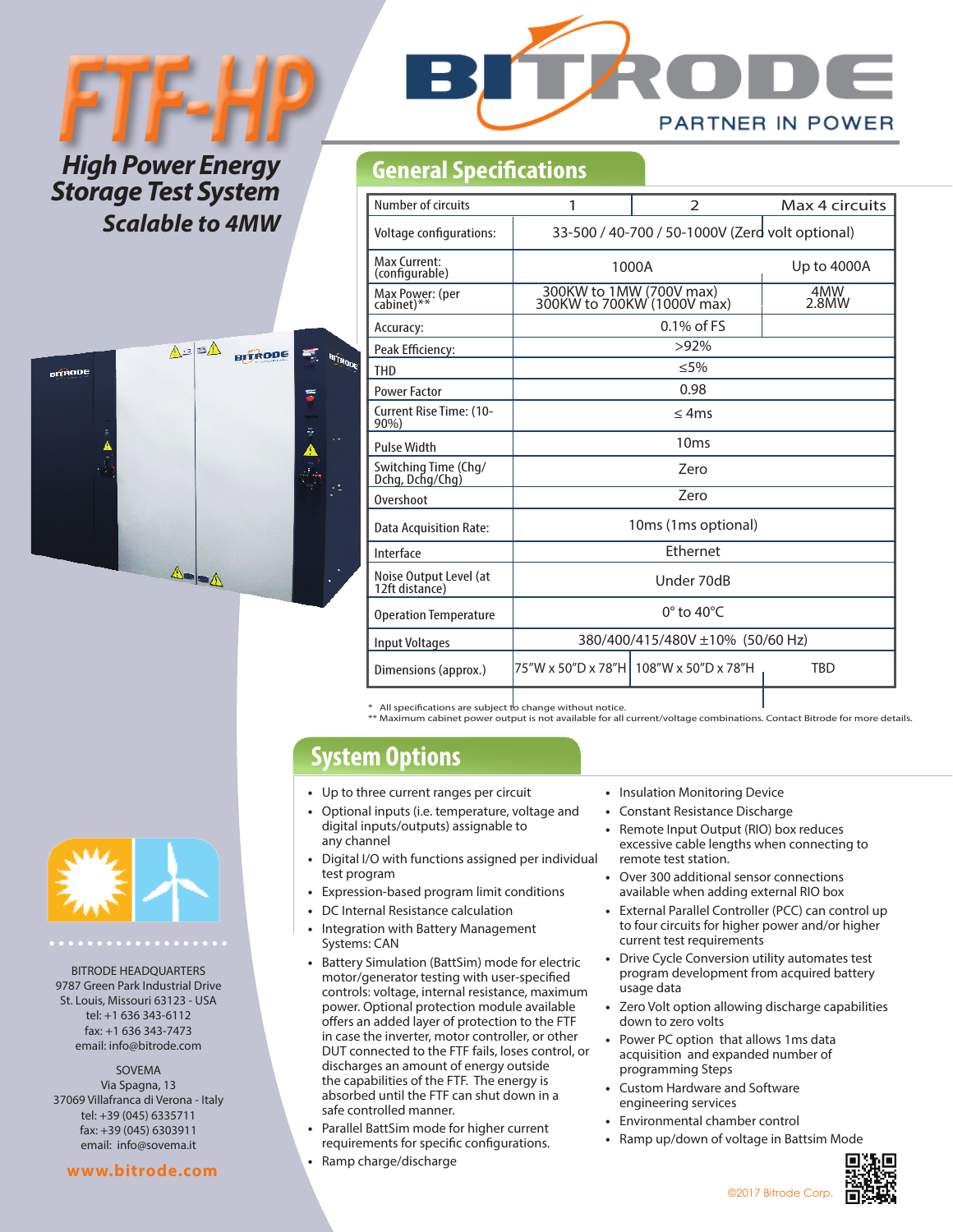# FTF-HP

## High Power Energy Storage Test System

## Scalable to 4MW

BITRODE
PARTNER IN POWER

## General Specifications

| Number of circuits | 1 | 2 | Max 4 circuits |
|---|---|---|---|
| Voltage configurations: | 33-500 / 40-700 / 50-1000V (Zero volt optional) | | |
| Max Current: (configurable) | 1000A | | Up to 4000A |
| Max Power: (per cabinet)** | 300KW to 1MW (700V max)<br>300KW to 700KW (1000V max) | | 4MW<br>2.8MW |
| Accuracy: | 0.1% of FS | | |
| Peak Efficiency: | >92% | | |
| THD | ≤5% | | |
| Power Factor | 0.98 | | |
| Current Rise Time: (10-90%) | ≤ 4ms | | |
| Pulse Width | 10ms | | |
| Switching Time (Chg/Dchg, Dchg/Chg) | Zero | | |
| Overshoot | Zero | | |
| Data Acquisition Rate: | 10ms (1ms optional) | | |
| Interface | Ethernet | | |
| Noise Output Level (at 12ft distance) | Under 70dB | | |
| Operation Temperature | 0° to 40°C | | |
| Input Voltages | 380/400/415/480V ±10% (50/60 Hz) | | |
| Dimensions (approx.) | 75"W x 50"D x 78"H | 108"W x 50"D x 78"H | TBD |

\* All specifications are subject to change without notice.
** Maximum cabinet power output is not available for all current/voltage combinations. Contact Bitrode for more details.

## System Options

- Up to three current ranges per circuit
- Optional inputs (i.e. temperature, voltage and digital inputs/outputs) assignable to any channel
- Digital I/O with functions assigned per individual test program
- Expression-based program limit conditions
- DC Internal Resistance calculation
- Integration with Battery Management Systems: CAN
- Battery Simulation (BattSim) mode for electric motor/generator testing with user-specified controls: voltage, internal resistance, maximum power. Optional protection module available offers an added layer of protection to the FTF in case the inverter, motor controller, or other DUT connected to the FTF fails, loses control, or discharges an amount of energy outside the capabilities of the FTF. The energy is absorbed until the FTF can shut down in a safe controlled manner.
- Parallel BattSim mode for higher current requirements for specific configurations.
- Ramp charge/discharge
- Insulation Monitoring Device
- Constant Resistance Discharge
- Remote Input Output (RIO) box reduces excessive cable lengths when connecting to remote test station.
- Over 300 additional sensor connections available when adding external RIO box
- External Parallel Controller (PCC) can control up to four circuits for higher power and/or higher current test requirements
- Drive Cycle Conversion utility automates test program development from acquired battery usage data
- Zero Volt option allowing discharge capabilities down to zero volts
- Power PC option that allows 1ms data acquisition and expanded number of programming Steps
- Custom Hardware and Software engineering services
- Environmental chamber control
- Ramp up/down of voltage in Battsim Mode

BITRODE HEADQUARTERS
9787 Green Park Industrial Drive
St. Louis, Missouri 63123 - USA
tel: +1 636 343-6112
fax: +1 636 343-7473
email: info@bitrode.com

SOVEMA
Via Spagna, 13
37069 Villafranca di Verona - Italy
tel: +39 (045) 6335711
fax: +39 (045) 6303911
email: info@sovema.it

**www.bitrode.com**

©2017 Bitrode Corp.